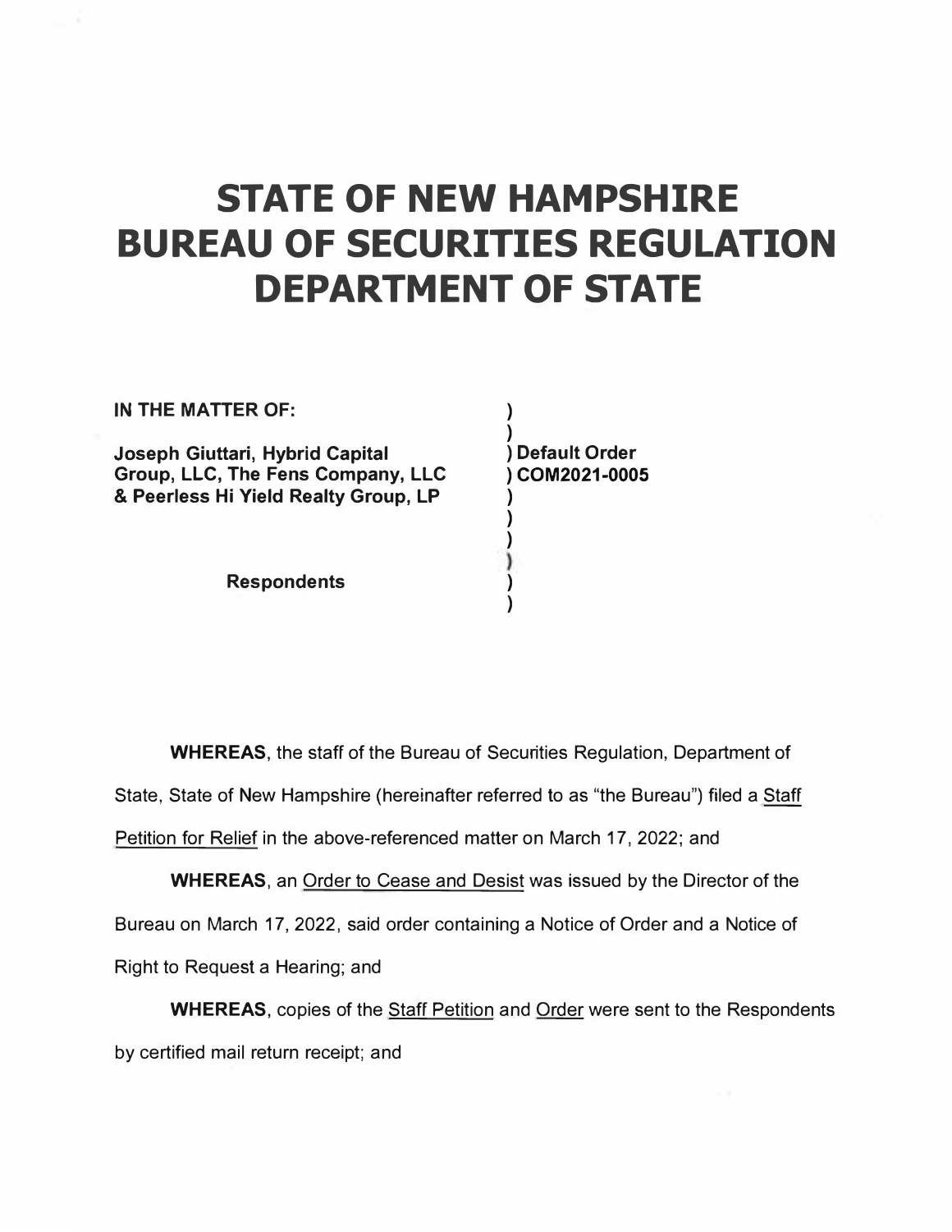# STATE OF NEW HAMPSHIRE
# BUREAU OF SECURITIES REGULATION
# DEPARTMENT OF STATE

| | |
|---|---|
| **IN THE MATTER OF:** | ) |
| | ) |
| **Joseph Giuttari, Hybrid Capital Group, LLC, The Fens Company, LLC & Peerless Hi Yield Realty Group, LP** | ) **Default Order** |
| | ) **COM2021-0005** |
| | ) |
| | ) |
| | ) |
| | ) |
| **Respondents** | ) |
| | ) |

**WHEREAS**, the staff of the Bureau of Securities Regulation, Department of State, State of New Hampshire (hereinafter referred to as "the Bureau") filed a Staff Petition for Relief in the above-referenced matter on March 17, 2022; and

**WHEREAS**, an Order to Cease and Desist was issued by the Director of the Bureau on March 17, 2022, said order containing a Notice of Order and a Notice of Right to Request a Hearing; and

**WHEREAS**, copies of the Staff Petition and Order were sent to the Respondents by certified mail return receipt; and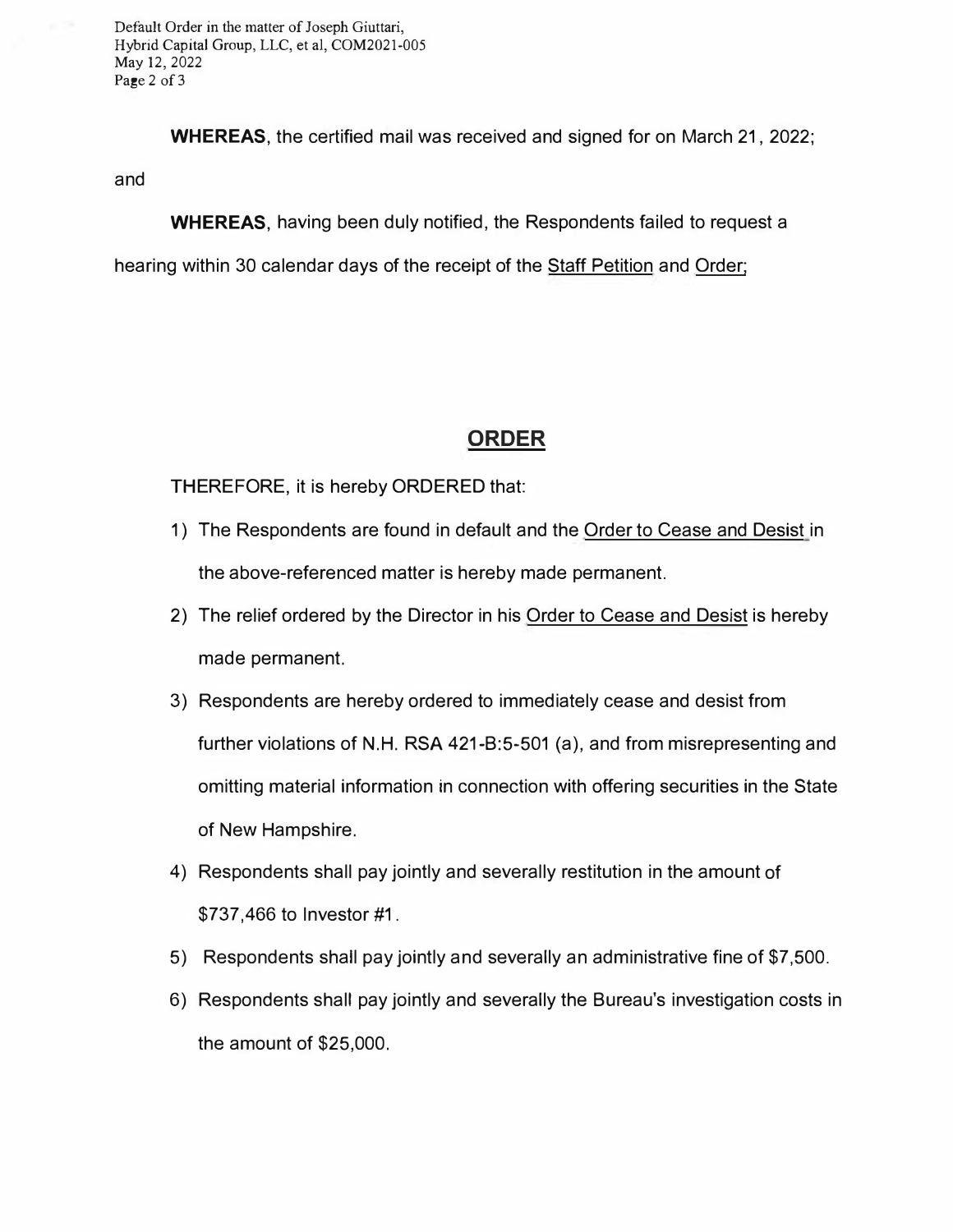**WHEREAS**, the certified mail was received and signed for on March 21, 2022; and

**WHEREAS**, having been duly notified, the Respondents failed to request a hearing within 30 calendar days of the receipt of the Staff Petition and Order;

## ORDER

THEREFORE, it is hereby ORDERED that:

1) The Respondents are found in default and the Order to Cease and Desist in the above-referenced matter is hereby made permanent.
2) The relief ordered by the Director in his Order to Cease and Desist is hereby made permanent.
3) Respondents are hereby ordered to immediately cease and desist from further violations of N.H. RSA 421-B:5-501 (a), and from misrepresenting and omitting material information in connection with offering securities in the State of New Hampshire.
4) Respondents shall pay jointly and severally restitution in the amount of $737,466 to Investor #1.
5) Respondents shall pay jointly and severally an administrative fine of $7,500.
6) Respondents shall pay jointly and severally the Bureau's investigation costs in the amount of $25,000.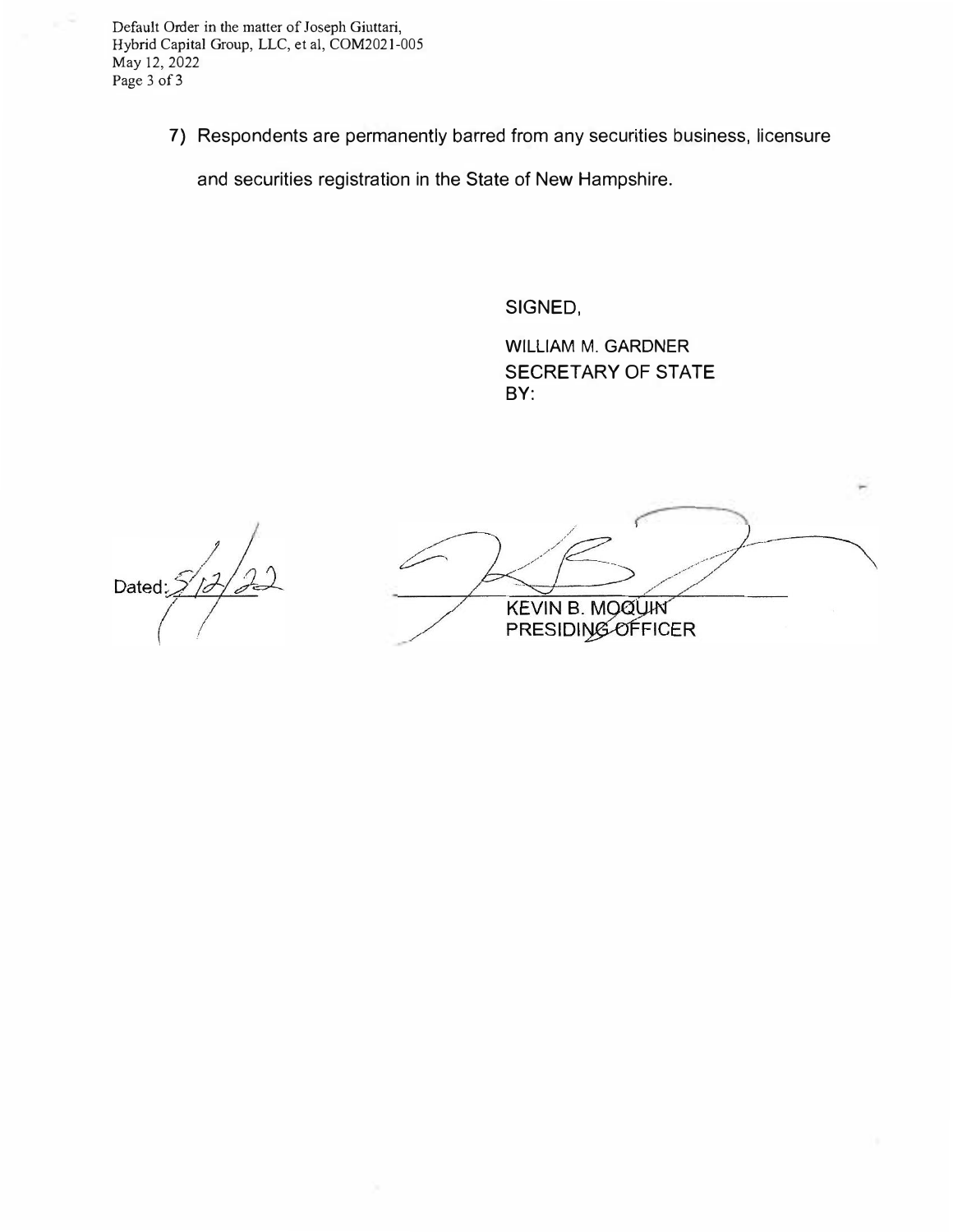7) Respondents are permanently barred from any securities business, licensure and securities registration in the State of New Hampshire.

SIGNED,

WILLIAM M. GARDNER
SECRETARY OF STATE
BY:

Dated: 5/12/22

KEVIN B. MOQUIN
PRESIDING OFFICER